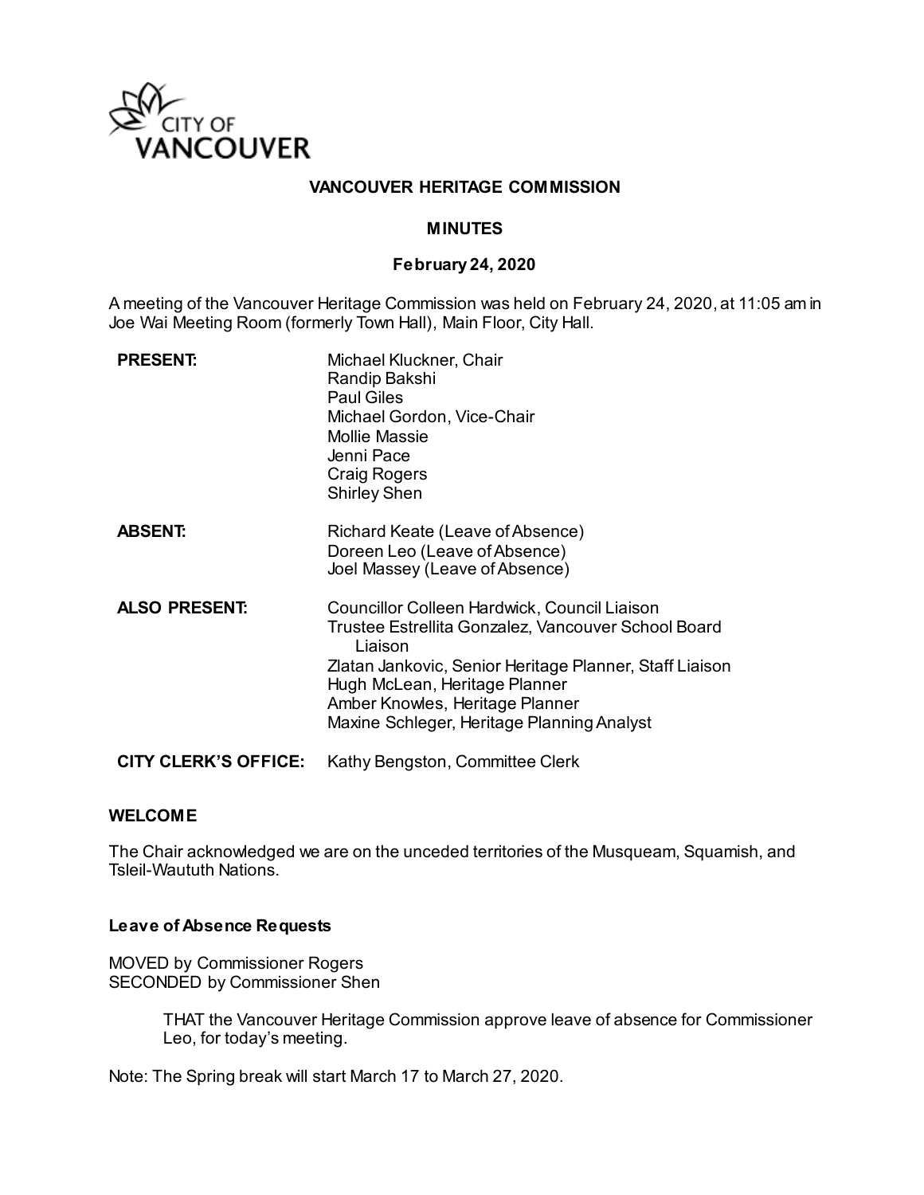CITY OF VANCOUVER

# VANCOUVER HERITAGE COMMISSION

## MINUTES

### February 24, 2020

A meeting of the Vancouver Heritage Commission was held on February 24, 2020, at 11:05 am in Joe Wai Meeting Room (formerly Town Hall), Main Floor, City Hall.

| | |
|---|---|
| **PRESENT:** | Michael Kluckner, Chair<br>Randip Bakshi<br>Paul Giles<br>Michael Gordon, Vice-Chair<br>Mollie Massie<br>Jenni Pace<br>Craig Rogers<br>Shirley Shen |
| **ABSENT:** | Richard Keate (Leave of Absence)<br>Doreen Leo (Leave of Absence)<br>Joel Massey (Leave of Absence) |
| **ALSO PRESENT:** | Councillor Colleen Hardwick, Council Liaison<br>Trustee Estrellita Gonzalez, Vancouver School Board Liaison<br>Zlatan Jankovic, Senior Heritage Planner, Staff Liaison<br>Hugh McLean, Heritage Planner<br>Amber Knowles, Heritage Planner<br>Maxine Schleger, Heritage Planning Analyst |
| **CITY CLERK'S OFFICE:** | Kathy Bengston, Committee Clerk |

## WELCOME

The Chair acknowledged we are on the unceded territories of the Musqueam, Squamish, and Tsleil-Waututh Nations.

### Leave of Absence Requests

MOVED by Commissioner Rogers
SECONDED by Commissioner Shen

> THAT the Vancouver Heritage Commission approve leave of absence for Commissioner Leo, for today's meeting.

Note: The Spring break will start March 17 to March 27, 2020.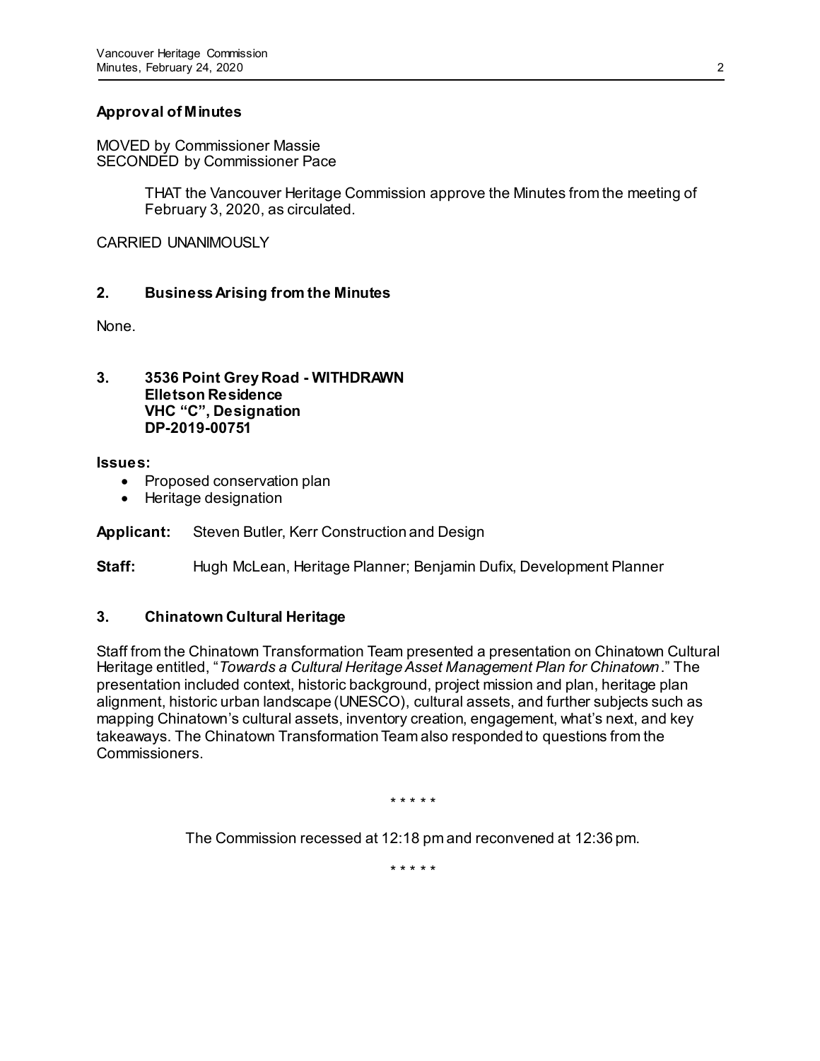**Approval of Minutes**

MOVED by Commissioner Massie
SECONDED by Commissioner Pace

> THAT the Vancouver Heritage Commission approve the Minutes from the meeting of February 3, 2020, as circulated.

CARRIED UNANIMOUSLY

## 2. Business Arising from the Minutes

None.

## 3. 3536 Point Grey Road - WITHDRAWN Elletson Residence VHC "C", Designation DP-2019-00751

**Issues:**

- Proposed conservation plan
- Heritage designation

**Applicant:** Steven Butler, Kerr Construction and Design

**Staff:** Hugh McLean, Heritage Planner; Benjamin Dufix, Development Planner

## 3. Chinatown Cultural Heritage

Staff from the Chinatown Transformation Team presented a presentation on Chinatown Cultural Heritage entitled, "*Towards a Cultural Heritage Asset Management Plan for Chinatown*." The presentation included context, historic background, project mission and plan, heritage plan alignment, historic urban landscape (UNESCO), cultural assets, and further subjects such as mapping Chinatown's cultural assets, inventory creation, engagement, what's next, and key takeaways. The Chinatown Transformation Team also responded to questions from the Commissioners.

\* \* \* \* \*

The Commission recessed at 12:18 pm and reconvened at 12:36 pm.

\* \* \* \* \*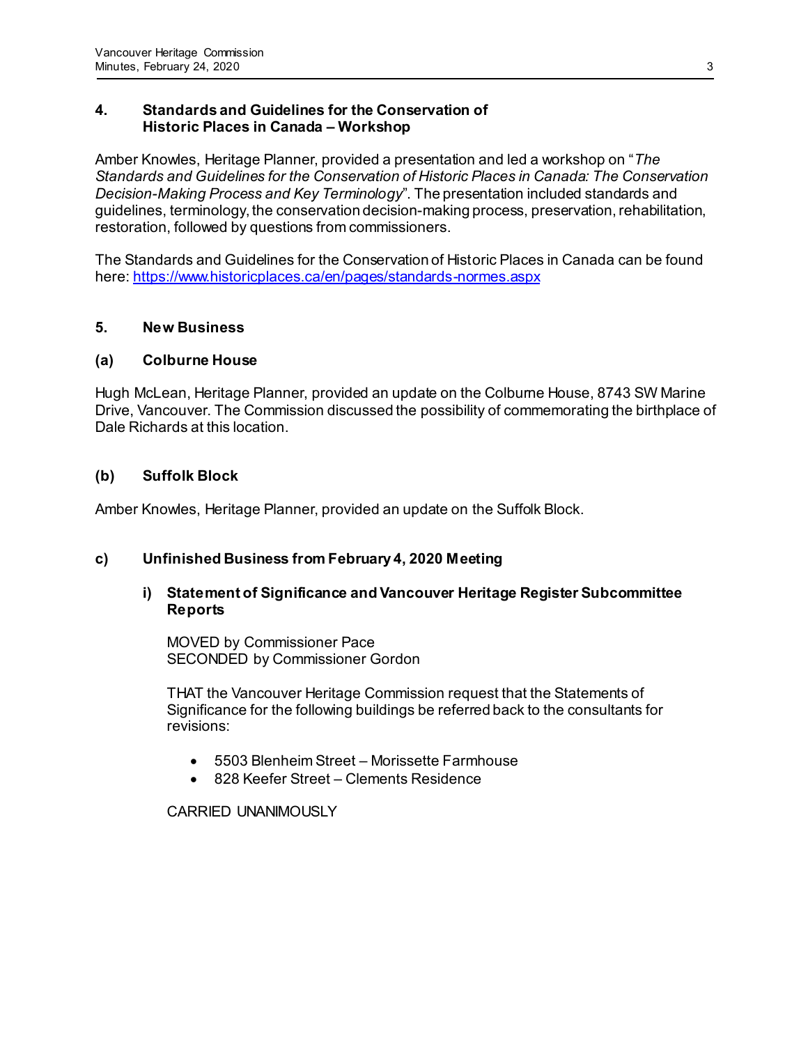## 4. Standards and Guidelines for the Conservation of Historic Places in Canada – Workshop

Amber Knowles, Heritage Planner, provided a presentation and led a workshop on "*The Standards and Guidelines for the Conservation of Historic Places in Canada: The Conservation Decision-Making Process and Key Terminology*". The presentation included standards and guidelines, terminology, the conservation decision-making process, preservation, rehabilitation, restoration, followed by questions from commissioners.

The Standards and Guidelines for the Conservation of Historic Places in Canada can be found here: [https://www.historicplaces.ca/en/pages/standards-normes.aspx](https://www.historicplaces.ca/en/pages/standards-normes.aspx)

## 5. New Business

### (a) Colburne House

Hugh McLean, Heritage Planner, provided an update on the Colburne House, 8743 SW Marine Drive, Vancouver. The Commission discussed the possibility of commemorating the birthplace of Dale Richards at this location.

### (b) Suffolk Block

Amber Knowles, Heritage Planner, provided an update on the Suffolk Block.

### c) Unfinished Business from February 4, 2020 Meeting

#### i) Statement of Significance and Vancouver Heritage Register Subcommittee Reports

MOVED by Commissioner Pace
SECONDED by Commissioner Gordon

THAT the Vancouver Heritage Commission request that the Statements of Significance for the following buildings be referred back to the consultants for revisions:

- 5503 Blenheim Street – Morissette Farmhouse
- 828 Keefer Street – Clements Residence

CARRIED UNANIMOUSLY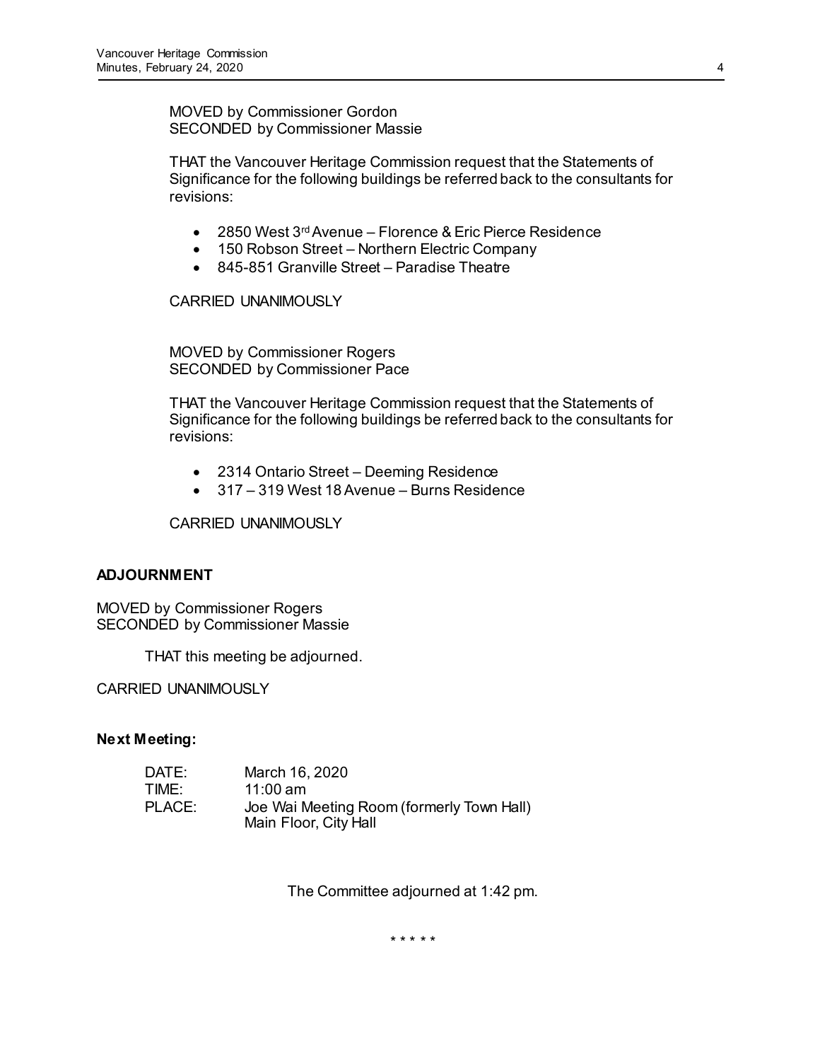MOVED by Commissioner Gordon
SECONDED by Commissioner Massie

THAT the Vancouver Heritage Commission request that the Statements of Significance for the following buildings be referred back to the consultants for revisions:

- 2850 West 3rd Avenue – Florence & Eric Pierce Residence
- 150 Robson Street – Northern Electric Company
- 845-851 Granville Street – Paradise Theatre

CARRIED UNANIMOUSLY

MOVED by Commissioner Rogers
SECONDED by Commissioner Pace

THAT the Vancouver Heritage Commission request that the Statements of Significance for the following buildings be referred back to the consultants for revisions:

- 2314 Ontario Street – Deeming Residence
- 317 – 319 West 18 Avenue – Burns Residence

CARRIED UNANIMOUSLY

**ADJOURNMENT**

MOVED by Commissioner Rogers
SECONDED by Commissioner Massie

THAT this meeting be adjourned.

CARRIED UNANIMOUSLY

**Next Meeting:**

| | |
|---|---|
| DATE: | March 16, 2020 |
| TIME: | 11:00 am |
| PLACE: | Joe Wai Meeting Room (formerly Town Hall) Main Floor, City Hall |

The Committee adjourned at 1:42 pm.

\* \* \* \* \*